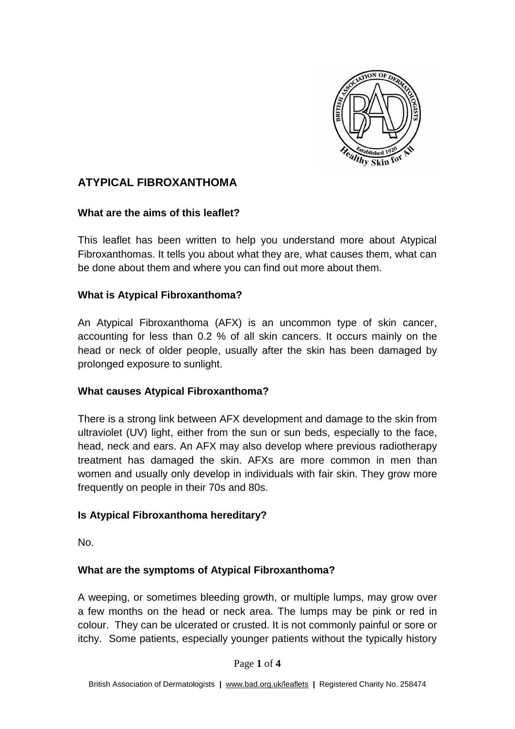# ATYPICAL FIBROXANTHOMA

### What are the aims of this leaflet?

This leaflet has been written to help you understand more about Atypical Fibroxanthomas. It tells you about what they are, what causes them, what can be done about them and where you can find out more about them.

### What is Atypical Fibroxanthoma?

An Atypical Fibroxanthoma (AFX) is an uncommon type of skin cancer, accounting for less than 0.2 % of all skin cancers. It occurs mainly on the head or neck of older people, usually after the skin has been damaged by prolonged exposure to sunlight.

### What causes Atypical Fibroxanthoma?

There is a strong link between AFX development and damage to the skin from ultraviolet (UV) light, either from the sun or sun beds, especially to the face, head, neck and ears. An AFX may also develop where previous radiotherapy treatment has damaged the skin. AFXs are more common in men than women and usually only develop in individuals with fair skin. They grow more frequently on people in their 70s and 80s.

### Is Atypical Fibroxanthoma hereditary?

No.

### What are the symptoms of Atypical Fibroxanthoma?

A weeping, or sometimes bleeding growth, or multiple lumps, may grow over a few months on the head or neck area. The lumps may be pink or red in colour. They can be ulcerated or crusted. It is not commonly painful or sore or itchy. Some patients, especially younger patients without the typically history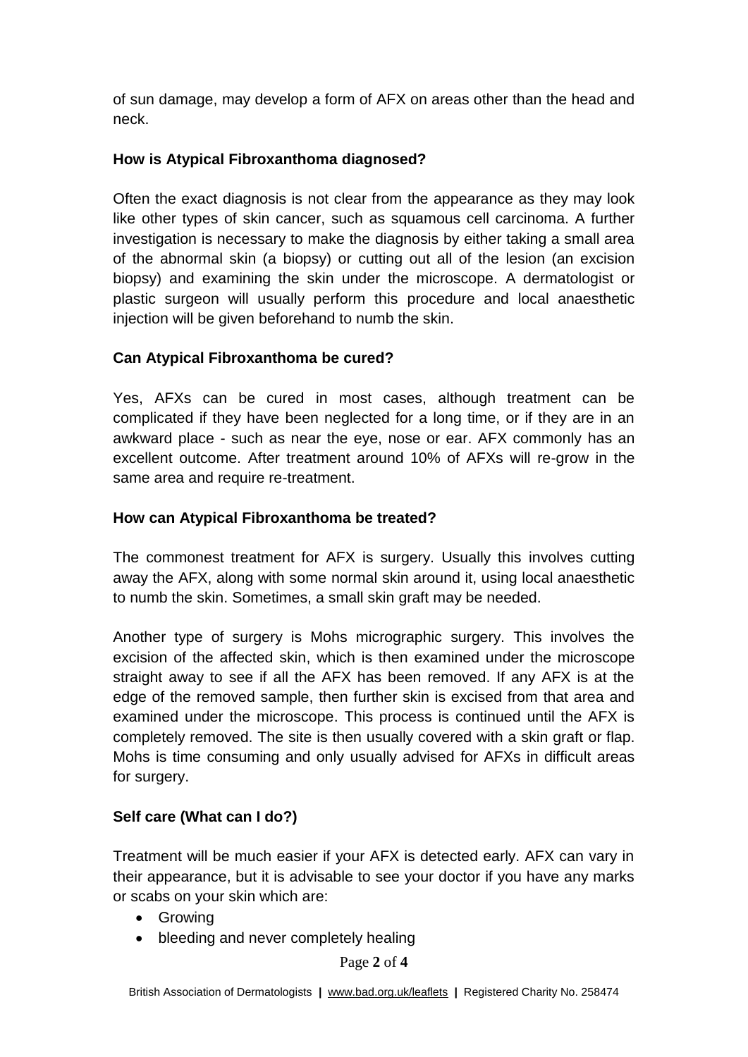of sun damage, may develop a form of AFX on areas other than the head and neck.

**How is Atypical Fibroxanthoma diagnosed?**

Often the exact diagnosis is not clear from the appearance as they may look like other types of skin cancer, such as squamous cell carcinoma. A further investigation is necessary to make the diagnosis by either taking a small area of the abnormal skin (a biopsy) or cutting out all of the lesion (an excision biopsy) and examining the skin under the microscope. A dermatologist or plastic surgeon will usually perform this procedure and local anaesthetic injection will be given beforehand to numb the skin.

**Can Atypical Fibroxanthoma be cured?**

Yes, AFXs can be cured in most cases, although treatment can be complicated if they have been neglected for a long time, or if they are in an awkward place - such as near the eye, nose or ear. AFX commonly has an excellent outcome. After treatment around 10% of AFXs will re-grow in the same area and require re-treatment.

**How can Atypical Fibroxanthoma be treated?**

The commonest treatment for AFX is surgery. Usually this involves cutting away the AFX, along with some normal skin around it, using local anaesthetic to numb the skin. Sometimes, a small skin graft may be needed.

Another type of surgery is Mohs micrographic surgery. This involves the excision of the affected skin, which is then examined under the microscope straight away to see if all the AFX has been removed. If any AFX is at the edge of the removed sample, then further skin is excised from that area and examined under the microscope. This process is continued until the AFX is completely removed. The site is then usually covered with a skin graft or flap. Mohs is time consuming and only usually advised for AFXs in difficult areas for surgery.

**Self care (What can I do?)**

Treatment will be much easier if your AFX is detected early. AFX can vary in their appearance, but it is advisable to see your doctor if you have any marks or scabs on your skin which are:

- Growing
- bleeding and never completely healing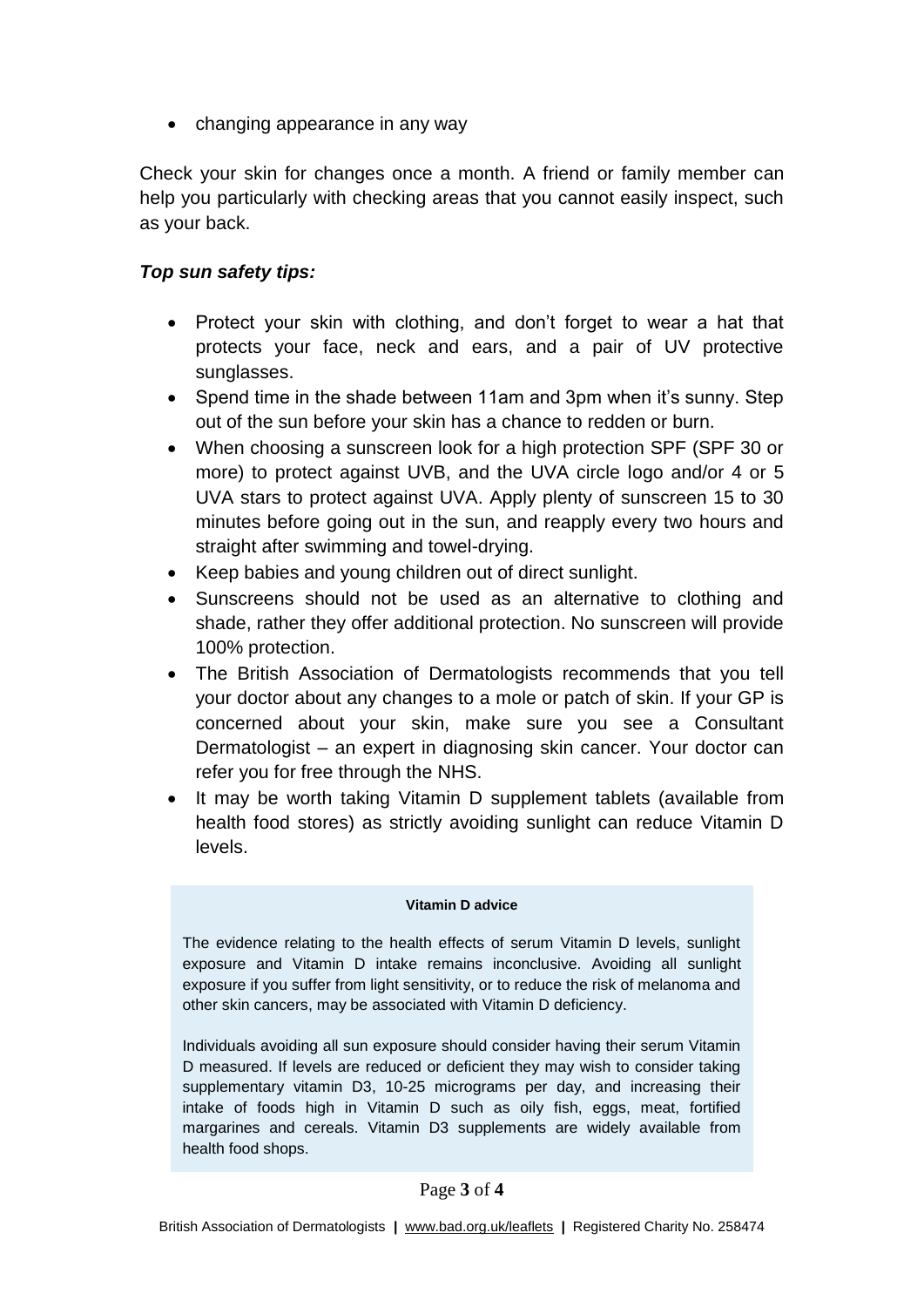- changing appearance in any way

Check your skin for changes once a month. A friend or family member can help you particularly with checking areas that you cannot easily inspect, such as your back.

***Top sun safety tips:***

- Protect your skin with clothing, and don't forget to wear a hat that protects your face, neck and ears, and a pair of UV protective sunglasses.
- Spend time in the shade between 11am and 3pm when it's sunny. Step out of the sun before your skin has a chance to redden or burn.
- When choosing a sunscreen look for a high protection SPF (SPF 30 or more) to protect against UVB, and the UVA circle logo and/or 4 or 5 UVA stars to protect against UVA. Apply plenty of sunscreen 15 to 30 minutes before going out in the sun, and reapply every two hours and straight after swimming and towel-drying.
- Keep babies and young children out of direct sunlight.
- Sunscreens should not be used as an alternative to clothing and shade, rather they offer additional protection. No sunscreen will provide 100% protection.
- The British Association of Dermatologists recommends that you tell your doctor about any changes to a mole or patch of skin. If your GP is concerned about your skin, make sure you see a Consultant Dermatologist – an expert in diagnosing skin cancer. Your doctor can refer you for free through the NHS.
- It may be worth taking Vitamin D supplement tablets (available from health food stores) as strictly avoiding sunlight can reduce Vitamin D levels.

**Vitamin D advice**

The evidence relating to the health effects of serum Vitamin D levels, sunlight exposure and Vitamin D intake remains inconclusive. Avoiding all sunlight exposure if you suffer from light sensitivity, or to reduce the risk of melanoma and other skin cancers, may be associated with Vitamin D deficiency.

Individuals avoiding all sun exposure should consider having their serum Vitamin D measured. If levels are reduced or deficient they may wish to consider taking supplementary vitamin D3, 10-25 micrograms per day, and increasing their intake of foods high in Vitamin D such as oily fish, eggs, meat, fortified margarines and cereals. Vitamin D3 supplements are widely available from health food shops.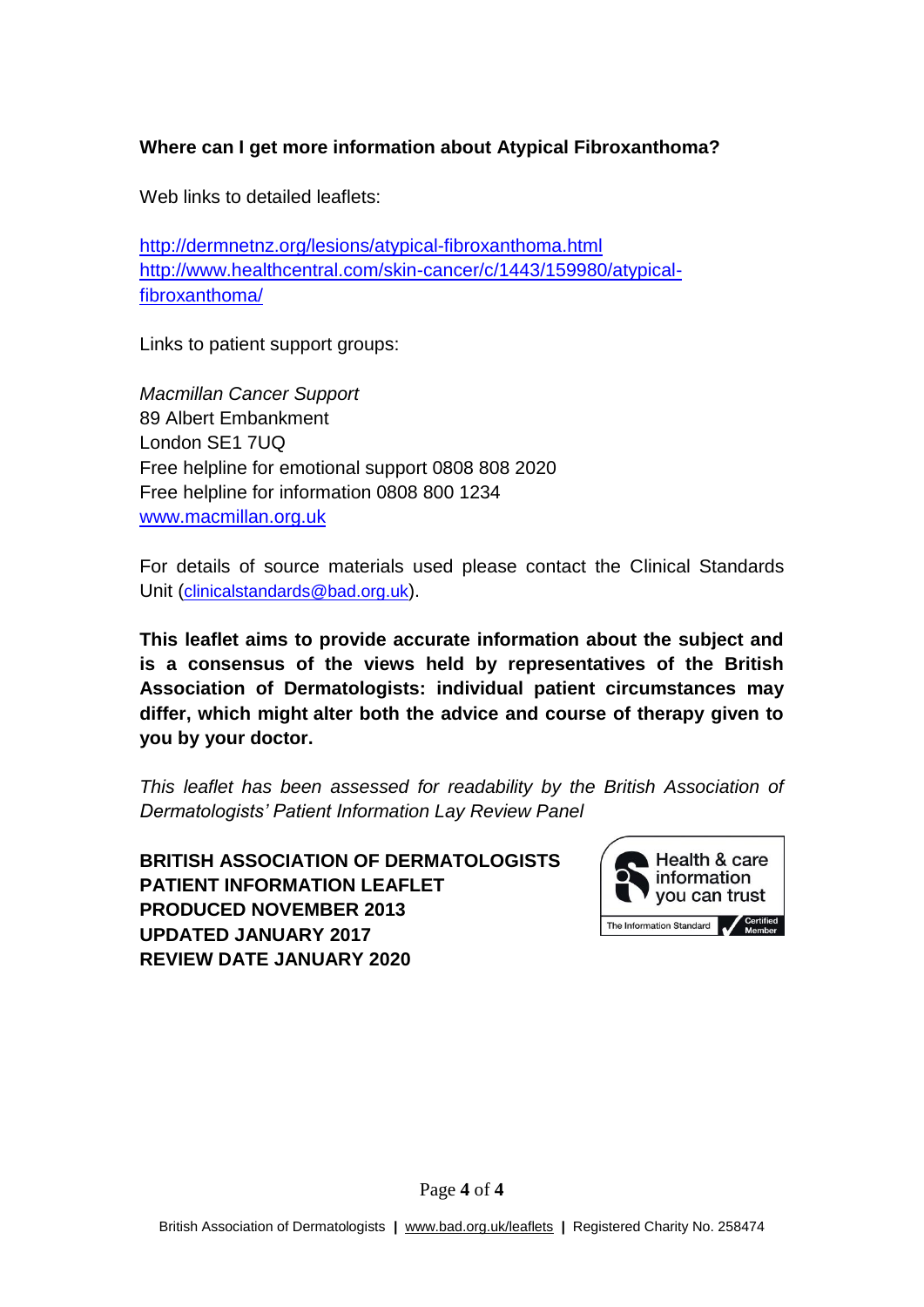**Where can I get more information about Atypical Fibroxanthoma?**

Web links to detailed leaflets:

http://dermnetnz.org/lesions/atypical-fibroxanthoma.html
http://www.healthcentral.com/skin-cancer/c/1443/159980/atypical-fibroxanthoma/

Links to patient support groups:

*Macmillan Cancer Support*
89 Albert Embankment
London SE1 7UQ
Free helpline for emotional support 0808 808 2020
Free helpline for information 0808 800 1234
www.macmillan.org.uk

For details of source materials used please contact the Clinical Standards Unit (clinicalstandards@bad.org.uk).

**This leaflet aims to provide accurate information about the subject and is a consensus of the views held by representatives of the British Association of Dermatologists: individual patient circumstances may differ, which might alter both the advice and course of therapy given to you by your doctor.**

*This leaflet has been assessed for readability by the British Association of Dermatologists' Patient Information Lay Review Panel*

**BRITISH ASSOCIATION OF DERMATOLOGISTS**
**PATIENT INFORMATION LEAFLET**
**PRODUCED NOVEMBER 2013**
**UPDATED JANUARY 2017**
**REVIEW DATE JANUARY 2020**

Health & care information you can trust
The Information Standard
Certified Member